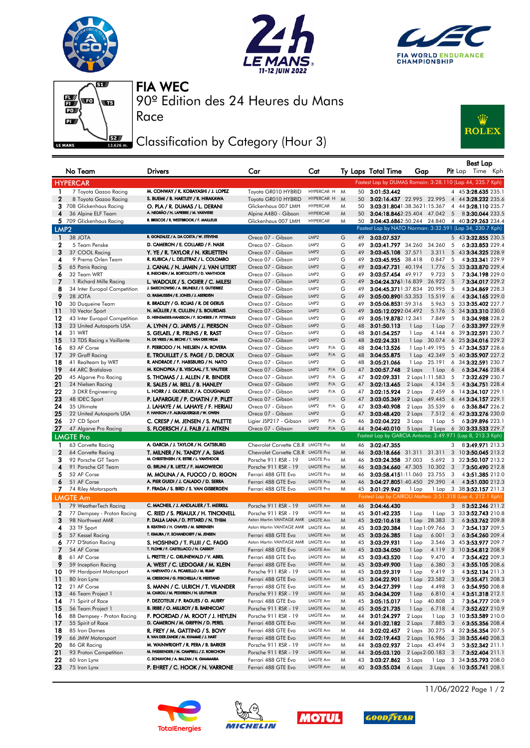# FIA WEC

## 90º Edition des 24 Heures du Mans

### Race

### Classification by Category (Hour 3)

| No | Team | Drivers | Car | Cat | | Ty | Laps | Total Time | Gap | | Pit | Best Lap Lap | Time | Kph |
|---|---|---|---|---|---|---|---|---|---|---|---|---|---|---|
| **HYPERCAR** | | | | | | | | | Fastest Lap by DUMAS Romain: 3:28.110 (Lap 44, 235.7 Kph) | | | | | |
| 1 | 7 Toyota Gazoo Racing | M. CONWAY / K. KOBAYASHI / J. LOPEZ | Toyota GR010 HYBRID | HYPERCAR H | | M | 50 | 3:01:53.442 | | | 4 | 45 | 3:28.635 | 235.1 |
| 2 | 8 Toyota Gazoo Racing | S. BUEMI / B. HARTLEY / R. HIRAKAWA | Toyota GR010 HYBRID | HYPERCAR H | | M | 50 | 3:02:16.437 | 22.995 | 22.995 | 4 | 44 | 3:28.232 | 235.6 |
| 3 | 708 Glickenhaus Racing | O. PLA / R. DUMAS / L. DERANI | Glickenhaus 007 LMH | HYPERCAR | | M | 50 | 3:03:31.804 | 1:38.362 | 1:15.367 | 4 | 44 | 3:28.110 | 235.7 |
| 4 | 36 Alpine ELF Team | A. NEGRÃO / N. LAPIERRE / M. VAXIVIERE | Alpine A480 - Gibson | HYPERCAR | | M | 50 | 3:04:18.846 | 2:25.404 | 47.042 | 5 | 8 | 3:30.044 | 233.5 |
| 5 | 709 Glickenhaus Racing | R. BRISCOE / R. WESTBROOK / F. MAILLEUX | Glickenhaus 007 LMH | HYPERCAR | | M | 50 | 3:04:43.686 | 2:50.244 | 24.840 | 4 | 40 | 3:29.263 | 234.4 |
| **LMP2** | | | | | | | | | Fastest Lap by NATO Norman: 3:32.591 (Lap 34, 230.7 Kph) | | | | | |
| 1 | 38 JOTA | R. GONZALEZ / A. DA COSTA / W. STEVENS | Oreca 07 - Gibson | LMP2 | | G | 49 | 3:03:07.537 | | | 5 | 43 | 3:32.855 | 230.5 |
| 2 | 5 Team Penske | D. CAMERON / E. COLLARD / F. NASR | Oreca 07 - Gibson | LMP2 | | G | 49 | 3:03:41.797 | 34.260 | 34.260 | 5 | 6 | 3:33.853 | 229.4 |
| 3 | 37 COOL Racing | Y. YE / R. TAYLOR / N. KRUETTEN | Oreca 07 - Gibson | LMP2 | | G | 49 | 3:03:45.108 | 37.571 | 3.311 | 5 | 43 | 3:34.325 | 228.9 |
| 4 | 9 Prema Orlen Team | R. KUBICA / L. DELETRAZ / L. COLOMBO | Oreca 07 - Gibson | LMP2 | | G | 49 | 3:03:45.955 | 38.418 | 0.847 | 5 | 4 | 3:33.341 | 229.9 |
| 5 | 65 Panis Racing | J. CANAL / N. JAMIN / J. VAN UITERT | Oreca 07 - Gibson | LMP2 | | G | 49 | 3:03:47.731 | 40.194 | 1.776 | 5 | 33 | 3:33.870 | 229.4 |
| 6 | 32 Team WRT | R. INEICHEN / M. BORTOLOTTI / D. VANTHOOR | Oreca 07 - Gibson | LMP2 | | G | 49 | 3:03:57.454 | 49.917 | 9.723 | 5 | 7 | 3:34.198 | 229.0 |
| 7 | 1 Richard Mille Racing | L. WADOUX / S. OGIER / C. MILESI | Oreca 07 - Gibson | LMP2 | | G | 49 | 3:04:24.376 | 1:16.839 | 26.922 | 5 | 7 | 3:34.017 | 229.2 |
| 8 | 34 Inter Europol Competition | J. SMIECHOWSKI / A. BRUNDLE / E. GUTIERREZ | Oreca 07 - Gibson | LMP2 | | G | 49 | 3:04:45.371 | 1:37.834 | 20.995 | 5 | 4 | 3:34.869 | 228.3 |
| 9 | 28 JOTA | O. RASMUSSEN / E. JONES / J. ABERDEIN | Oreca 07 - Gibson | LMP2 | | G | 49 | 3:05:00.890 | 1:53.353 | 15.519 | 6 | 4 | 3:34.165 | 229.0 |
| 10 | 30 Duqueine Team | R. BRADLEY / G. ROJAS / R. DE GERUS | Oreca 07 - Gibson | LMP2 | | G | 49 | 3:05:06.853 | 1:59.316 | 5.963 | 5 | 33 | 3:35.402 | 227.7 |
| 11 | 10 Vector Sport | N. MÜLLER / R. CULLEN / S. BOURDAIS | Oreca 07 - Gibson | LMP2 | | G | 49 | 3:05:12.029 | 2:04.492 | 5.176 | 5 | 34 | 3:33.310 | 230.0 |
| 12 | 43 Inter Europol Competition | D. HEINEMEIER-HANSSON / F. SCHERER / P. FITTIPALDI | Oreca 07 - Gibson | LMP2 | | G | 49 | 3:05:19.878 | 2:12.341 | 7.849 | 5 | 8 | 3:34.988 | 228.2 |
| 13 | 23 United Autosports USA | A. LYNN / O. JARVIS / J. PIERSON | Oreca 07 - Gibson | LMP2 | | G | 48 | 3:01:50.113 | 1 Lap | 1 Lap | 7 | 6 | 3:33.397 | 229.9 |
| 14 | 31 WRT | S. GELAEL / R. FRIJNS / R. RAST | Oreca 07 - Gibson | LMP2 | | G | 48 | 3:01:54.257 | 1 Lap | 4.144 | 6 | 39 | 3:32.591 | 230.7 |
| 15 | 13 TDS Racing x Vaillante | N. DE VRIES / M. BECHE / T. VAN DER HELM | Oreca 07 - Gibson | LMP2 | | G | 48 | 3:02:24.331 | 1 Lap | 30.074 | 6 | 25 | 3:34.016 | 229.2 |
| 16 | 83 AF Corse | F. PERRODO / N. NIELSEN / A. ROVERA | Oreca 07 - Gibson | LMP2 | P/A | G | 48 | 3:04:13.526 | 1 Lap | 1:49.195 | 5 | 47 | 3:34.537 | 228.6 |
| 17 | 39 Graff Racing | E. TROUILLET / S. PAGE / D. DROUX | Oreca 07 - Gibson | LMP2 | P/A | G | 48 | 3:04:55.875 | 1 Lap | 42.349 | 5 | 40 | 3:35.907 | 227.2 |
| 18 | 41 Realteam by WRT | R. ANDRADE / F. HABSBURG / N. NATO | Oreca 07 - Gibson | LMP2 | | G | 48 | 3:05:21.066 | 1 Lap | 25.191 | 6 | 34 | 3:32.591 | 230.7 |
| 19 | 44 ARC Bratislava | M. KONOPKA / B. VISCAAL / T. VAUTIER | Oreca 07 - Gibson | LMP2 | P/A | G | 47 | 3:00:57.748 | 2 Laps | 1 Lap | 6 | 6 | 3:34.746 | 228.4 |
| 20 | 45 Algarve Pro Racing | S. THOMAS / J. ALLEN / R. BINDER | Oreca 07 - Gibson | LMP2 | P/A | G | 47 | 3:02:09.331 | 2 Laps | 1:11.583 | 5 | 7 | 3:32.629 | 230.7 |
| 21 | 24 Nielsen Racing | R. SALES / M. BELL / B. HANLEY | Oreca 07 - Gibson | LMP2 | P/A | G | 47 | 3:02:13.465 | 2 Laps | 4.134 | 5 | 4 | 3:34.751 | 228.4 |
| 22 | 3 DKR Engineering | L. HORR / J. GLORIEUX / A. COUGNAUD | Oreca 07 - Gibson | LMP2 | P/A | G | 47 | 3:02:15.924 | 2 Laps | 2.459 | 6 | 14 | 3:34.107 | 229.1 |
| 23 | 48 IDEC Sport | P. LAFARGUE / P. CHATIN / P. PILET | Oreca 07 - Gibson | LMP2 | | G | 47 | 3:03:05.369 | 2 Laps | 49.445 | 6 | 44 | 3:34.157 | 229.1 |
| 24 | 35 Ultimate | J. LAHAYE / M. LAHAYE / F. HERIAU | Oreca 07 - Gibson | LMP2 | P/A | G | 47 | 3:03:40.908 | 2 Laps | 35.539 | 6 | 3 | 3:36.847 | 226.2 |
| 25 | 22 United Autosports USA | P. HANSON / F. ALBUQUERQUE / W. OWEN | Oreca 07 - Gibson | LMP2 | | G | 47 | 3:03:48.420 | 2 Laps | 7.512 | 6 | 42 | 3:33.276 | 230.0 |
| 26 | 27 CD Sport | C. CRESP / M. JENSEN / S. PALETTE | Ligier JSP217 - Gibson | LMP2 | P/A | G | 46 | 3:02:04.222 | 3 Laps | 1 Lap | 5 | 6 | 3:39.896 | 223.1 |
| 27 | 47 Algarve Pro Racing | S. FLOERSCH / J. FALB / J. AITKEN | Oreca 07 - Gibson | LMP2 | P/A | G | 44 | 3:04:40.010 | 5 Laps | 2 Laps | 6 | 30 | 3:33.533 | 229.7 |
| **LMGTE Pro** | | | | | | | | | Fastest Lap by GARCIA Antonio: 3:49.971 (Lap 8, 213.3 Kph) | | | | | |
| 1 | 63 Corvette Racing | A. GARCIA / J. TAYLOR / N. CATSBURG | Chevrolet Corvette C8.R | LMGTE Pro | | M | 46 | 3:02:47.355 | | | 3 | 8 | 3:49.971 | 213.3 |
| 2 | 64 Corvette Racing | T. MILNER / N. TANDY / A. SIMS | Chevrolet Corvette C8.R | LMGTE Pro | | M | 46 | 3:03:18.666 | 31.311 | 31.311 | 3 | 10 | 3:50.045 | 213.2 |
| 3 | 92 Porsche GT Team | M. CHRISTENSEN / K. ESTRE / L. VANTHOOR | Porsche 911 RSR - 19 | LMGTE Pro | | M | 46 | 3:03:24.358 | 37.003 | 5.692 | 3 | 32 | 3:50.107 | 213.2 |
| 4 | 91 Porsche GT Team | G. BRUNI / R. LIETZ / F. MAKOWIECKI | Porsche 911 RSR - 19 | LMGTE Pro | | M | 46 | 3:03:34.660 | 47.305 | 10.302 | 3 | 7 | 3:50.490 | 212.8 |
| 5 | 52 AF Corse | M. MOLINA / A. FUOCO / D. RIGON | Ferrari 488 GTE Evo | LMGTE Pro | | M | 46 | 3:03:58.415 | 1:11.060 | 23.755 | 3 | 4 | 3:51.385 | 212.0 |
| 6 | 51 AF Corse | A. PIER GUIDI / J. CALADO / D. SERRA | Ferrari 488 GTE Evo | LMGTE Pro | | M | 46 | 3:04:27.805 | 1:40.450 | 29.390 | 4 | 4 | 3:51.030 | 212.3 |
| 7 | 74 Riley Motorsports | F. FRAGA / S. BIRD / S. VAN GISBERGEN | Ferrari 488 GTE Evo | LMGTE Pro | | M | 45 | 3:01:29.942 | 1 Lap | 1 Lap | 3 | 38 | 3:52.157 | 211.3 |
| **LMGTE Am** | | | | | | | | | Fastest Lap by CAIROLI Matteo: 3:51.318 (Lap 4, 212.1 Kph) | | | | | |
| 1 | 79 WeatherTech Racing | C. MACNEIL / J. ANDLAUER / T. MERRILL | Porsche 911 RSR - 19 | LMGTE Am | | M | 46 | 3:04:46.430 | | | 3 | 8 | 3:52.246 | 211.2 |
| 2 | 77 Dempsey - Proton Racing | C. RIED / S. PRIAULX / H. TINCKNELL | Porsche 911 RSR - 19 | LMGTE Am | | M | 45 | 3:01:42.235 | 1 Lap | 1 Lap | 3 | 33 | 3:52.743 | 210.8 |
| 3 | 98 Northwest AMR | P. DALLA LANA / D. PITTARD / N. THIIM | Aston Martin VANTAGE AMR | LMGTE Am | | M | 45 | 3:02:10.618 | 1 Lap | 28.383 | 3 | 6 | 3:53.762 | 209.8 |
| 4 | 33 TF Sport | B. KEATING / H. CHAVES / M. SØRENSEN | Aston Martin VANTAGE AMR | LMGTE Am | | M | 45 | 3:03:20.384 | 1 Lap | 1:09.766 | 3 | 7 | 3:54.137 | 209.5 |
| 5 | 57 Kessel Racing | T. KIMURA / F. SCHANDORFF / M. JENSEN | Ferrari 488 GTE Evo | LMGTE Am | | M | 45 | 3:03:26.385 | 1 Lap | 6.001 | 3 | 6 | 3:54.260 | 209.4 |
| 6 | 777 D'Station Racing | S. HOSHINO / T. FUJII / C. FAGG | Aston Martin VANTAGE AMR | LMGTE Am | | M | 45 | 3:03:29.931 | 1 Lap | 3.546 | 3 | 45 | 3:53.977 | 209.7 |
| 7 | 54 AF Corse | T. FLOHR / F. CASTELLACCI / N. CASSIDY | Ferrari 488 GTE Evo | LMGTE Am | | M | 45 | 3:03:34.050 | 1 Lap | 4.119 | 3 | 10 | 3:54.812 | 208.9 |
| 8 | 61 AF Corse | L. PRETTE / C. GRUNEWALD / V. ABRIL | Ferrari 488 GTE Evo | LMGTE Am | | M | 45 | 3:03:43.520 | 1 Lap | 9.470 | 4 | 7 | 3:54.422 | 209.3 |
| 9 | 59 Inception Racing | A. WEST / C. LEDOGAR / M. KLEIN | Ferrari 488 GTE Evo | LMGTE Am | | M | 45 | 3:03:49.900 | 1 Lap | 6.380 | 3 | 4 | 3:55.105 | 208.6 |
| 10 | 99 Hardpoint Motorsport | A. HARYANTO / A. PICARIELLO / M. RUMP | Porsche 911 RSR - 19 | LMGTE Am | | M | 45 | 3:03:59.319 | 1 Lap | 9.419 | 3 | 4 | 3:52.134 | 211.3 |
| 11 | 80 Iron Lynx | M. CRESSONI / G. FISICHELLA / R. HEISTAND | Ferrari 488 GTE Evo | LMGTE Am | | M | 45 | 3:04:22.901 | 1 Lap | 23.582 | 3 | 9 | 3:55.471 | 208.3 |
| 12 | 21 AF Corse | S. MANN / C. ULRICH / T. VILANDER | Ferrari 488 GTE Evo | LMGTE Am | | M | 45 | 3:04:27.399 | 1 Lap | 4.498 | 3 | 6 | 3:54.950 | 208.8 |
| 13 | 46 Team Project 1 | M. CAIROLI / M. PEDERSEN / N. LEUTWILER | Porsche 911 RSR - 19 | LMGTE Am | | M | 45 | 3:04:34.209 | 1 Lap | 6.810 | 4 | 4 | 3:51.318 | 212.1 |
| 14 | 71 Spirit of Race | F. DEZOTEUX / P. RAGUES / G. AUBRY | Ferrari 488 GTE Evo | LMGTE Am | | M | 45 | 3:05:15.017 | 1 Lap | 40.808 | 3 | 7 | 3:54.777 | 208.9 |
| 15 | 56 Team Project 1 | B. IRIBE / O. MILLROY / B. BARNICOAT | Porsche 911 RSR - 19 | LMGTE Am | | M | 45 | 3:05:21.735 | 1 Lap | 6.718 | 4 | 7 | 3:52.627 | 210.9 |
| 16 | 88 Dempsey - Proton Racing | F. POORDAD / M. ROOT / J. HEYLEN | Porsche 911 RSR - 19 | LMGTE Am | | M | 44 | 3:01:24.297 | 2 Laps | 1 Lap | 3 | 10 | 3:53.589 | 210.0 |
| 17 | 55 Spirit of Race | D. CAMERON / M. GRIFFIN / D. PEREL | Ferrari 488 GTE Evo | LMGTE Am | | M | 44 | 3:01:32.182 | 2 Laps | 7.885 | 3 | 6 | 3:55.356 | 208.4 |
| 18 | 85 Iron Dames | R. FREY / M. GATTING / S. BOVY | Ferrari 488 GTE Evo | LMGTE Am | | M | 44 | 3:02:02.457 | 2 Laps | 30.275 | 4 | 32 | 3:56.354 | 207.5 |
| 19 | 66 JMW Motorsport | R. VAN DER ZANDE / M. KVAMME / J. HART | Ferrari 488 GTE Evo | LMGTE Am | | M | 44 | 3:02:19.443 | 2 Laps | 16.986 | 3 | 38 | 3:55.440 | 208.3 |
| 20 | 86 GR Racing | M. WAINWRIGHT / R. PERA / B. BARKER | Porsche 911 RSR - 19 | LMGTE Am | | M | 44 | 3:02:02.937 | 2 Laps | 43.494 | 3 | 5 | 3:52.342 | 211.1 |
| 21 | 93 Proton Competition | M. FASSBENDER / M. CAMPBELL / Z. ROBICHON | Porsche 911 RSR - 19 | LMGTE Am | | M | 44 | 3:05:03.120 | 2 Laps | 2:00.183 | 3 | 7 | 3:52.404 | 211.1 |
| 22 | 60 Iron Lynx | C. SCHIAVONI / A. BALZAN / R. GIAMMARIA | Ferrari 488 GTE Evo | LMGTE Am | | M | 43 | 3:03:27.862 | 3 Laps | 1 Lap | 3 | 34 | 3:55.793 | 208.0 |
| 23 | 75 Iron Lynx | P. EHRET / C. HOOK / N. VARRONE | Ferrari 488 GTE Evo | LMGTE Am | | M | 40 | 3:03:55.034 | 6 Laps | 3 Laps | 6 | 10 | 3:55.741 | 208.1 |

11/06/2022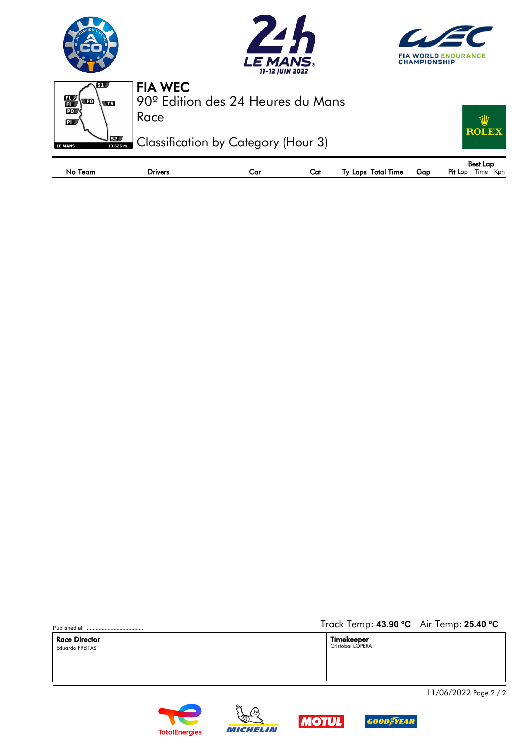FIA WEC

90º Edition des 24 Heures du Mans

Race

Classification by Category (Hour 3)

| No | Team | Drivers | Car | Cat | Ty | Laps | Total Time | Gap | Pit | Best Lap Lap | Best Lap Time | Best Lap Kph |
|---|---|---|---|---|---|---|---|---|---|---|---|---|

Published at: ........................................

Track Temp: **43.90 ºC** Air Temp: **25.40 ºC**

| **Race Director** | **Timekeeper** |
|---|---|
| Eduardo FREITAS | Cristobal LOPERA |

11/06/2022